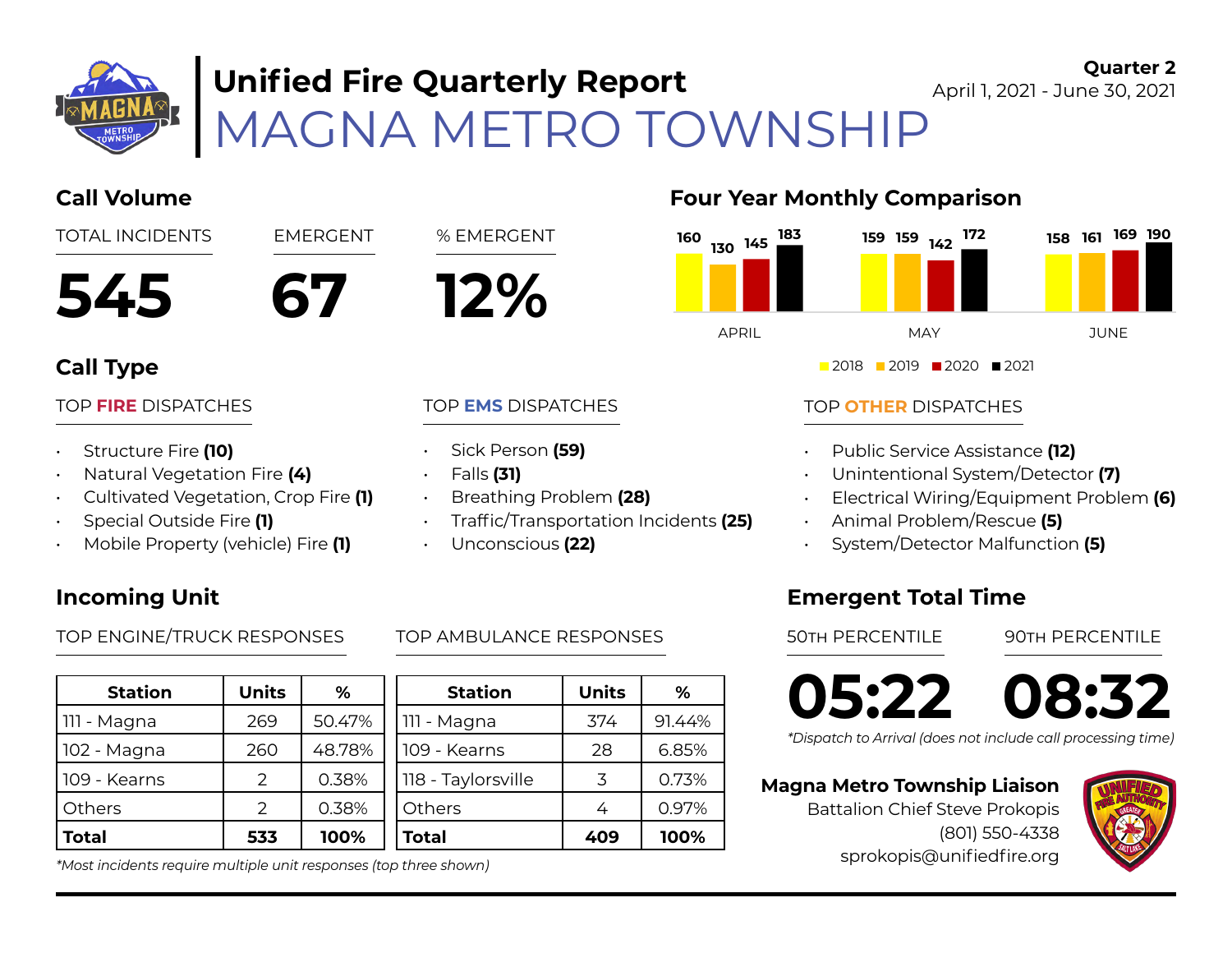# Unified Fire Quarterly Report

# MAGNA METRO TOWNSHIP

**Quarter 2**
April 1, 2021 - June 30, 2021

## Call Volume

| TOTAL INCIDENTS | EMERGENT | % EMERGENT |
|---|---|---|
| **545** | **67** | **12%** |

## Four Year Monthly Comparison

| Month | 2018 | 2019 | 2020 | 2021 |
|---|---|---|---|---|
| APRIL | 160 | 130 | 145 | 183 |
| MAY | 159 | 159 | 142 | 172 |
| JUNE | 158 | 161 | 169 | 190 |

## Call Type

### TOP FIRE DISPATCHES

- Structure Fire **(10)**
- Natural Vegetation Fire **(4)**
- Cultivated Vegetation, Crop Fire **(1)**
- Special Outside Fire **(1)**
- Mobile Property (vehicle) Fire **(1)**

### TOP EMS DISPATCHES

- Sick Person **(59)**
- Falls **(31)**
- Breathing Problem **(28)**
- Traffic/Transportation Incidents **(25)**
- Unconscious **(22)**

### TOP OTHER DISPATCHES

- Public Service Assistance **(12)**
- Unintentional System/Detector **(7)**
- Electrical Wiring/Equipment Problem **(6)**
- Animal Problem/Rescue **(5)**
- System/Detector Malfunction **(5)**

## Incoming Unit

### TOP ENGINE/TRUCK RESPONSES

| Station | Units | % |
|---|---|---|
| 111 - Magna | 269 | 50.47% |
| 102 - Magna | 260 | 48.78% |
| 109 - Kearns | 2 | 0.38% |
| Others | 2 | 0.38% |
| **Total** | **533** | **100%** |

### TOP AMBULANCE RESPONSES

| Station | Units | % |
|---|---|---|
| 111 - Magna | 374 | 91.44% |
| 109 - Kearns | 28 | 6.85% |
| 118 - Taylorsville | 3 | 0.73% |
| Others | 4 | 0.97% |
| **Total** | **409** | **100%** |

*\*Most incidents require multiple unit responses (top three shown)*

## Emergent Total Time

| 50TH PERCENTILE | 90TH PERCENTILE |
|---|---|
| **05:22** | **08:32** |

*\*Dispatch to Arrival (does not include call processing time)*

**Magna Metro Township Liaison**
Battalion Chief Steve Prokopis
(801) 550-4338
sprokopis@unifiedfire.org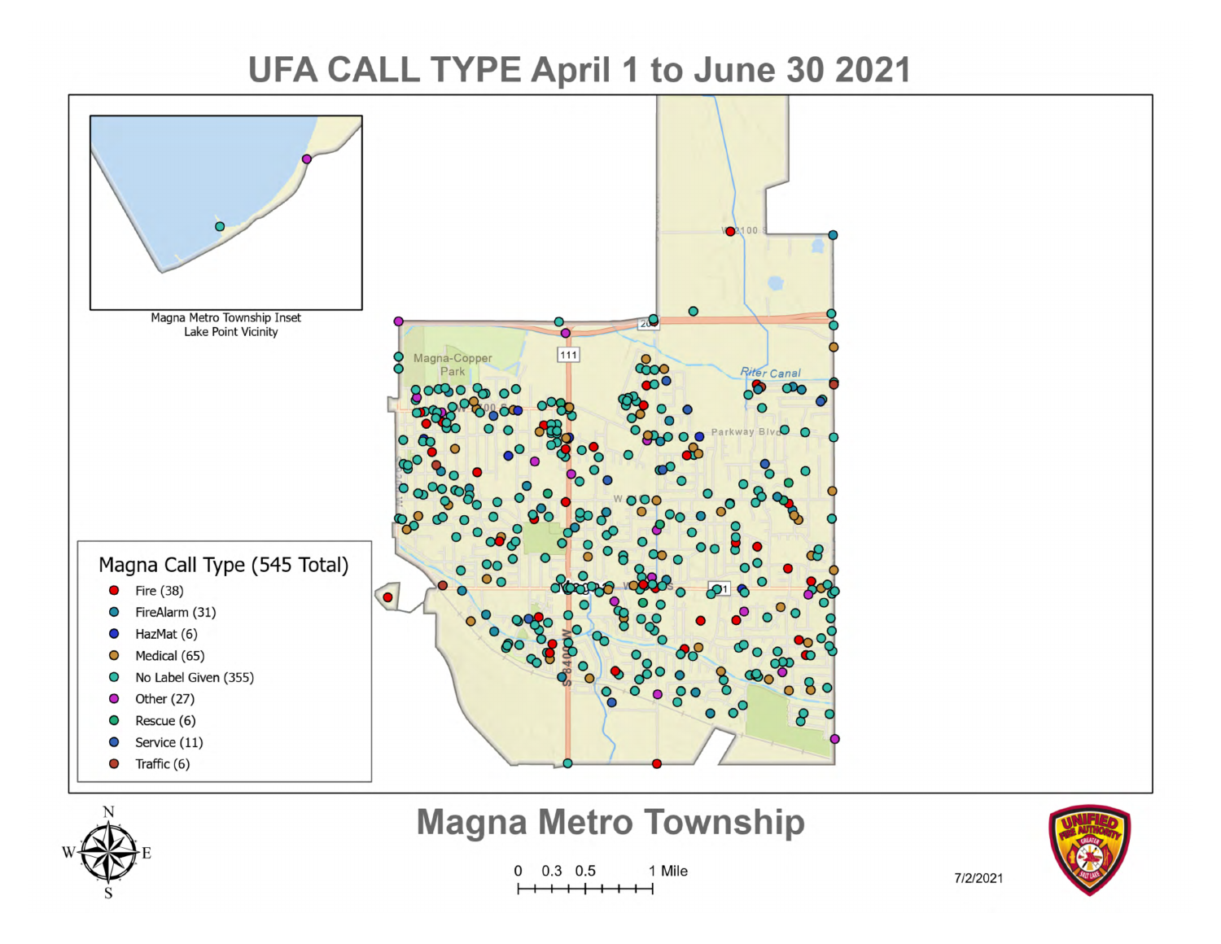# UFA CALL TYPE April 1 to June 30 2021

Magna Metro Township Inset
Lake Point Vicinity

**Magna Call Type (545 Total)**

- Fire (38)
- FireAlarm (31)
- HazMat (6)
- Medical (65)
- No Label Given (355)
- Other (27)
- Rescue (6)
- Service (11)
- Traffic (6)

## Magna Metro Township

0 0.3 0.5 1 Mile

7/2/2021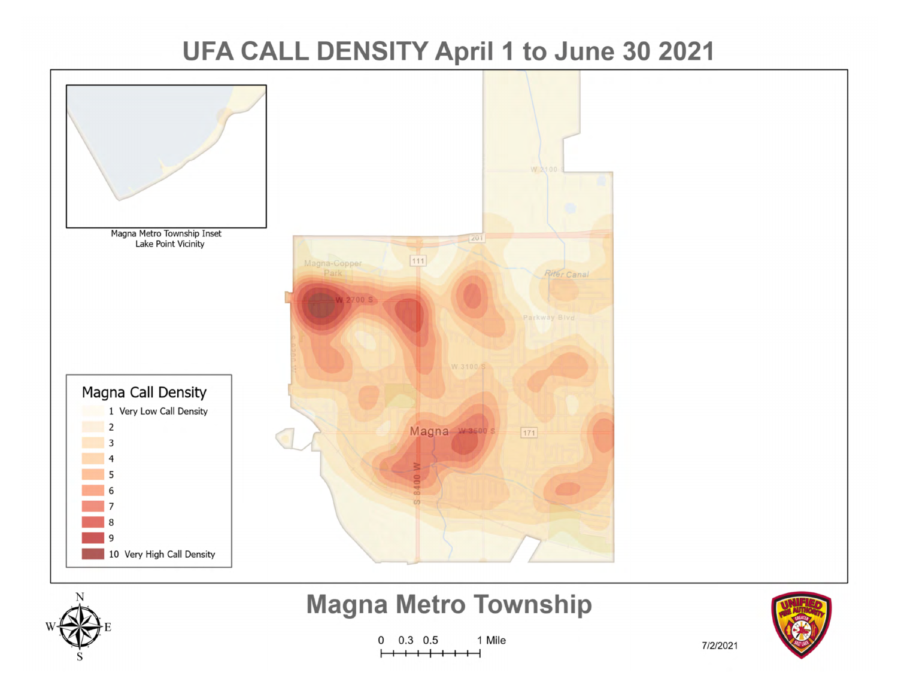# UFA CALL DENSITY April 1 to June 30 2021

Magna Metro Township Inset
Lake Point Vicinity

Magna Call Density

1 Very Low Call Density
2
3
4
5
6
7
8
9
10 Very High Call Density

Magna-Copper Park
W 2700 S
W 2100
201
111
Riter Canal
Parkway Blvd
W 3100 S
Magna
W 3500 S
171
S 8400 W

## Magna Metro Township

0 0.3 0.5 1 Mile

7/2/2021